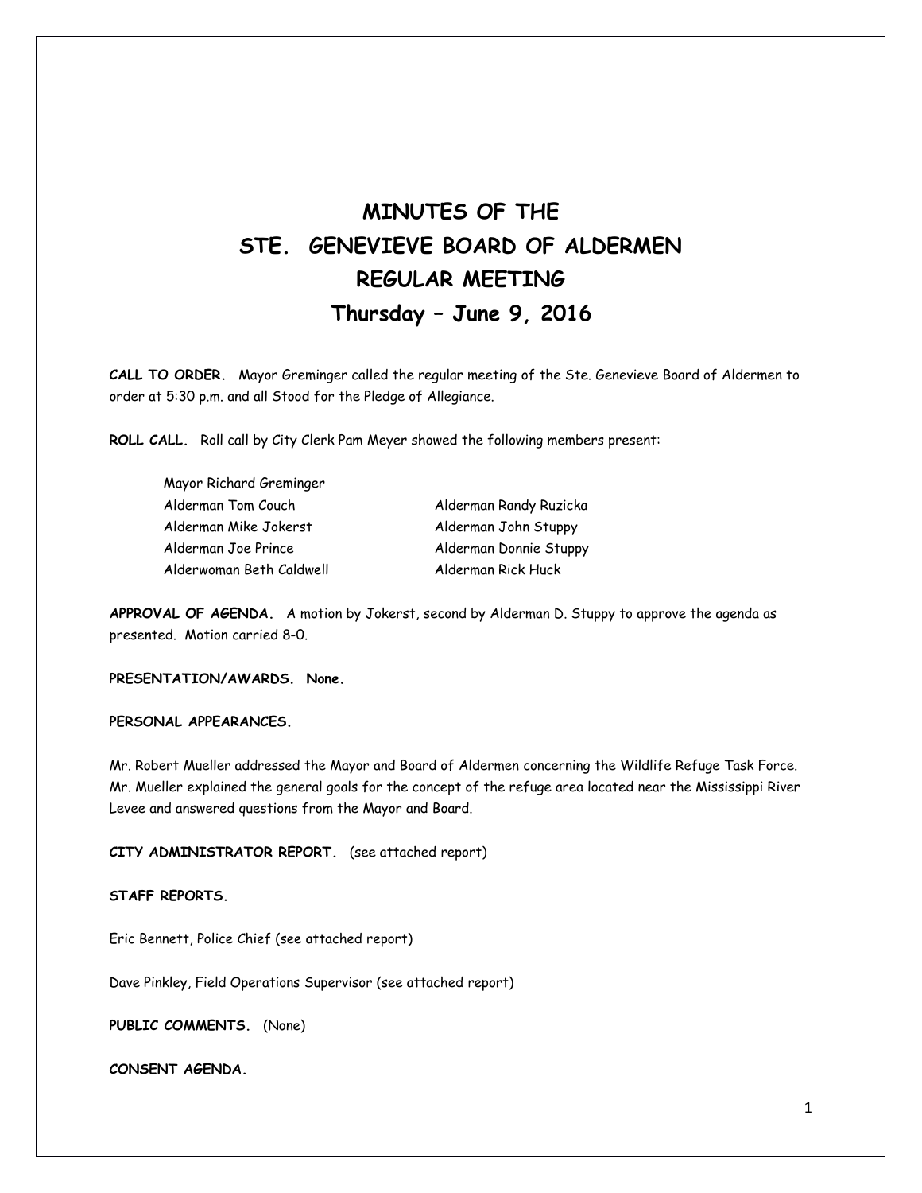# MINUTES OF THE
# STE. GENEVIEVE BOARD OF ALDERMEN
# REGULAR MEETING
# Thursday – June 9, 2016

**CALL TO ORDER.** Mayor Greminger called the regular meeting of the Ste. Genevieve Board of Aldermen to order at 5:30 p.m. and all Stood for the Pledge of Allegiance.

**ROLL CALL.** Roll call by City Clerk Pam Meyer showed the following members present:

Mayor Richard Greminger

| | |
|---|---|
| Alderman Tom Couch | Alderman Randy Ruzicka |
| Alderman Mike Jokerst | Alderman John Stuppy |
| Alderman Joe Prince | Alderman Donnie Stuppy |
| Alderwoman Beth Caldwell | Alderman Rick Huck |

**APPROVAL OF AGENDA.** A motion by Jokerst, second by Alderman D. Stuppy to approve the agenda as presented. Motion carried 8-0.

**PRESENTATION/AWARDS. None.**

**PERSONAL APPEARANCES.**

Mr. Robert Mueller addressed the Mayor and Board of Aldermen concerning the Wildlife Refuge Task Force. Mr. Mueller explained the general goals for the concept of the refuge area located near the Mississippi River Levee and answered questions from the Mayor and Board.

**CITY ADMINISTRATOR REPORT.** (see attached report)

**STAFF REPORTS.**

Eric Bennett, Police Chief (see attached report)

Dave Pinkley, Field Operations Supervisor (see attached report)

**PUBLIC COMMENTS.** (None)

**CONSENT AGENDA.**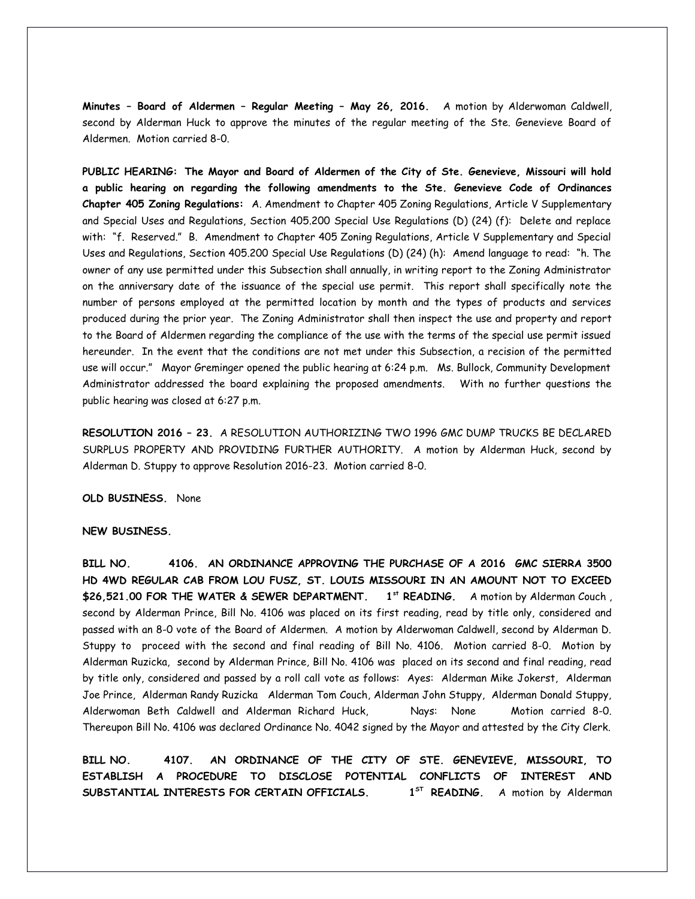**Minutes – Board of Aldermen – Regular Meeting – May 26, 2016.** A motion by Alderwoman Caldwell, second by Alderman Huck to approve the minutes of the regular meeting of the Ste. Genevieve Board of Aldermen. Motion carried 8-0.

**PUBLIC HEARING: The Mayor and Board of Aldermen of the City of Ste. Genevieve, Missouri will hold a public hearing on regarding the following amendments to the Ste. Genevieve Code of Ordinances Chapter 405 Zoning Regulations:** A. Amendment to Chapter 405 Zoning Regulations, Article V Supplementary and Special Uses and Regulations, Section 405.200 Special Use Regulations (D) (24) (f): Delete and replace with: "f. Reserved." B. Amendment to Chapter 405 Zoning Regulations, Article V Supplementary and Special Uses and Regulations, Section 405.200 Special Use Regulations (D) (24) (h): Amend language to read: "h. The owner of any use permitted under this Subsection shall annually, in writing report to the Zoning Administrator on the anniversary date of the issuance of the special use permit. This report shall specifically note the number of persons employed at the permitted location by month and the types of products and services produced during the prior year. The Zoning Administrator shall then inspect the use and property and report to the Board of Aldermen regarding the compliance of the use with the terms of the special use permit issued hereunder. In the event that the conditions are not met under this Subsection, a recision of the permitted use will occur." Mayor Greminger opened the public hearing at 6:24 p.m. Ms. Bullock, Community Development Administrator addressed the board explaining the proposed amendments. With no further questions the public hearing was closed at 6:27 p.m.

**RESOLUTION 2016 – 23.** A RESOLUTION AUTHORIZING TWO 1996 GMC DUMP TRUCKS BE DECLARED SURPLUS PROPERTY AND PROVIDING FURTHER AUTHORITY. A motion by Alderman Huck, second by Alderman D. Stuppy to approve Resolution 2016-23. Motion carried 8-0.

**OLD BUSINESS.** None

**NEW BUSINESS.**

**BILL NO. 4106. AN ORDINANCE APPROVING THE PURCHASE OF A 2016 GMC SIERRA 3500 HD 4WD REGULAR CAB FROM LOU FUSZ, ST. LOUIS MISSOURI IN AN AMOUNT NOT TO EXCEED $26,521.00 FOR THE WATER & SEWER DEPARTMENT. 1st READING.** A motion by Alderman Couch , second by Alderman Prince, Bill No. 4106 was placed on its first reading, read by title only, considered and passed with an 8-0 vote of the Board of Aldermen. A motion by Alderwoman Caldwell, second by Alderman D. Stuppy to proceed with the second and final reading of Bill No. 4106. Motion carried 8-0. Motion by Alderman Ruzicka, second by Alderman Prince, Bill No. 4106 was placed on its second and final reading, read by title only, considered and passed by a roll call vote as follows: Ayes: Alderman Mike Jokerst, Alderman Joe Prince, Alderman Randy Ruzicka Alderman Tom Couch, Alderman John Stuppy, Alderman Donald Stuppy, Alderwoman Beth Caldwell and Alderman Richard Huck, Nays: None Motion carried 8-0. Thereupon Bill No. 4106 was declared Ordinance No. 4042 signed by the Mayor and attested by the City Clerk.

**BILL NO. 4107. AN ORDINANCE OF THE CITY OF STE. GENEVIEVE, MISSOURI, TO ESTABLISH A PROCEDURE TO DISCLOSE POTENTIAL CONFLICTS OF INTEREST AND SUBSTANTIAL INTERESTS FOR CERTAIN OFFICIALS. 1ST READING.** A motion by Alderman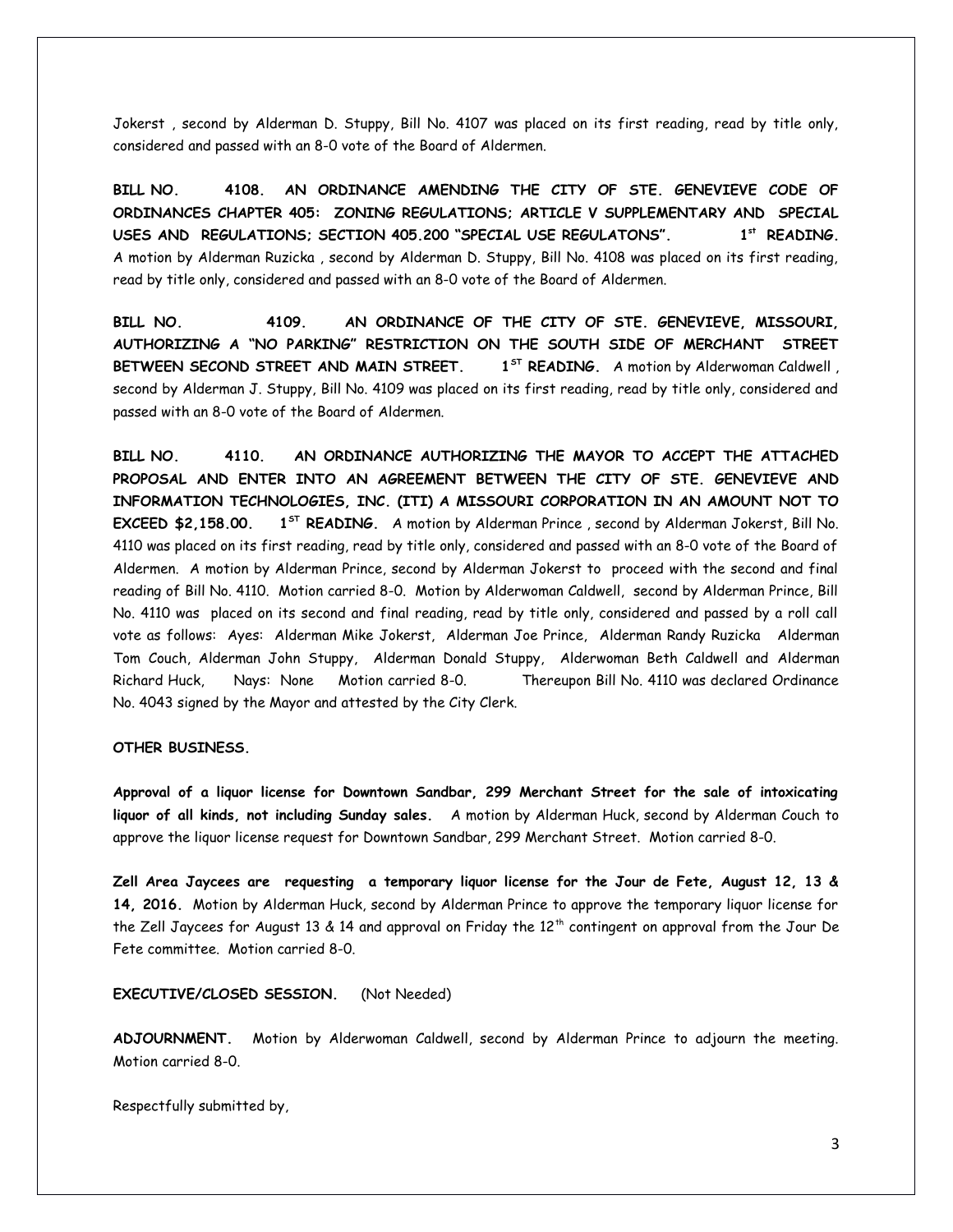Jokerst , second by Alderman D. Stuppy, Bill No. 4107 was placed on its first reading, read by title only, considered and passed with an 8-0 vote of the Board of Aldermen.

**BILL NO. 4108. AN ORDINANCE AMENDING THE CITY OF STE. GENEVIEVE CODE OF ORDINANCES CHAPTER 405: ZONING REGULATIONS; ARTICLE V SUPPLEMENTARY AND SPECIAL USES AND REGULATIONS; SECTION 405.200 "SPECIAL USE REGULATONS". 1st READING.** A motion by Alderman Ruzicka , second by Alderman D. Stuppy, Bill No. 4108 was placed on its first reading, read by title only, considered and passed with an 8-0 vote of the Board of Aldermen.

**BILL NO. 4109. AN ORDINANCE OF THE CITY OF STE. GENEVIEVE, MISSOURI, AUTHORIZING A "NO PARKING" RESTRICTION ON THE SOUTH SIDE OF MERCHANT STREET BETWEEN SECOND STREET AND MAIN STREET. 1ST READING.** A motion by Alderwoman Caldwell , second by Alderman J. Stuppy, Bill No. 4109 was placed on its first reading, read by title only, considered and passed with an 8-0 vote of the Board of Aldermen.

**BILL NO. 4110. AN ORDINANCE AUTHORIZING THE MAYOR TO ACCEPT THE ATTACHED PROPOSAL AND ENTER INTO AN AGREEMENT BETWEEN THE CITY OF STE. GENEVIEVE AND INFORMATION TECHNOLOGIES, INC. (ITI) A MISSOURI CORPORATION IN AN AMOUNT NOT TO EXCEED $2,158.00. 1ST READING.** A motion by Alderman Prince , second by Alderman Jokerst, Bill No. 4110 was placed on its first reading, read by title only, considered and passed with an 8-0 vote of the Board of Aldermen. A motion by Alderman Prince, second by Alderman Jokerst to proceed with the second and final reading of Bill No. 4110. Motion carried 8-0. Motion by Alderwoman Caldwell, second by Alderman Prince, Bill No. 4110 was placed on its second and final reading, read by title only, considered and passed by a roll call vote as follows: Ayes: Alderman Mike Jokerst, Alderman Joe Prince, Alderman Randy Ruzicka Alderman Tom Couch, Alderman John Stuppy, Alderman Donald Stuppy, Alderwoman Beth Caldwell and Alderman Richard Huck, Nays: None Motion carried 8-0. Thereupon Bill No. 4110 was declared Ordinance No. 4043 signed by the Mayor and attested by the City Clerk.

**OTHER BUSINESS.**

**Approval of a liquor license for Downtown Sandbar, 299 Merchant Street for the sale of intoxicating liquor of all kinds, not including Sunday sales.** A motion by Alderman Huck, second by Alderman Couch to approve the liquor license request for Downtown Sandbar, 299 Merchant Street. Motion carried 8-0.

**Zell Area Jaycees are requesting a temporary liquor license for the Jour de Fete, August 12, 13 & 14, 2016.** Motion by Alderman Huck, second by Alderman Prince to approve the temporary liquor license for the Zell Jaycees for August 13 & 14 and approval on Friday the 12th contingent on approval from the Jour De Fete committee. Motion carried 8-0.

**EXECUTIVE/CLOSED SESSION.** (Not Needed)

**ADJOURNMENT.** Motion by Alderwoman Caldwell, second by Alderman Prince to adjourn the meeting. Motion carried 8-0.

Respectfully submitted by,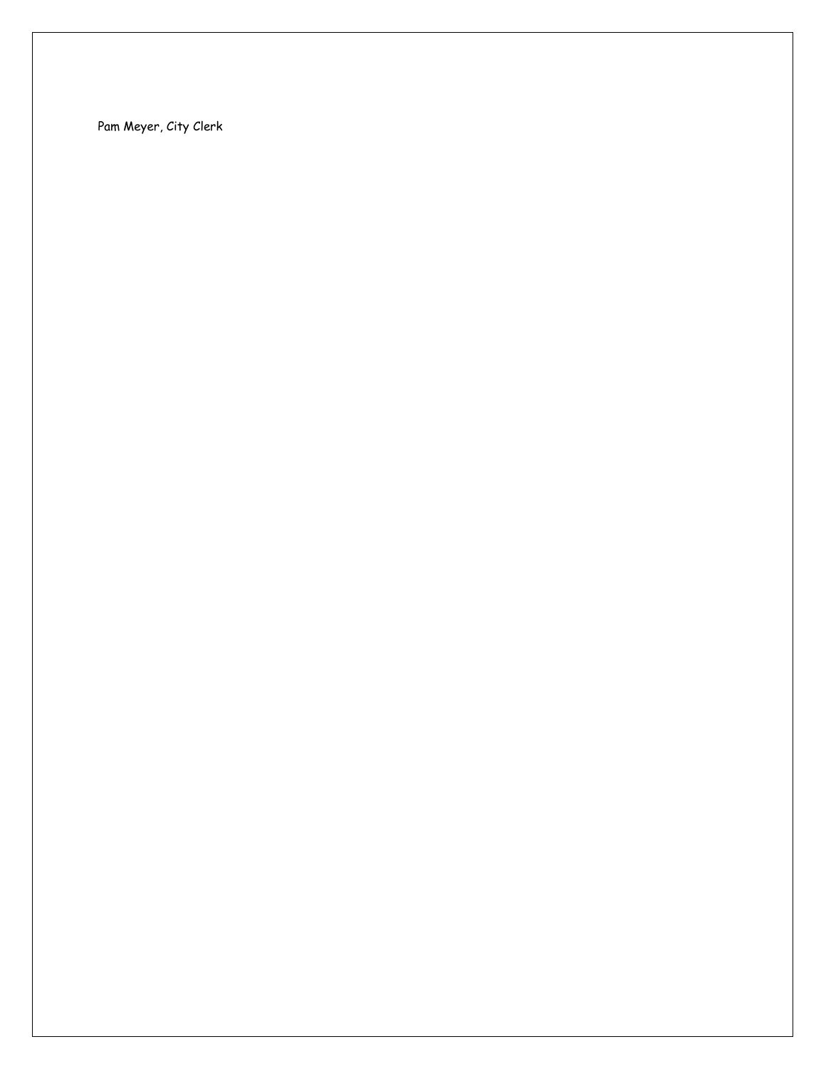Pam Meyer, City Clerk